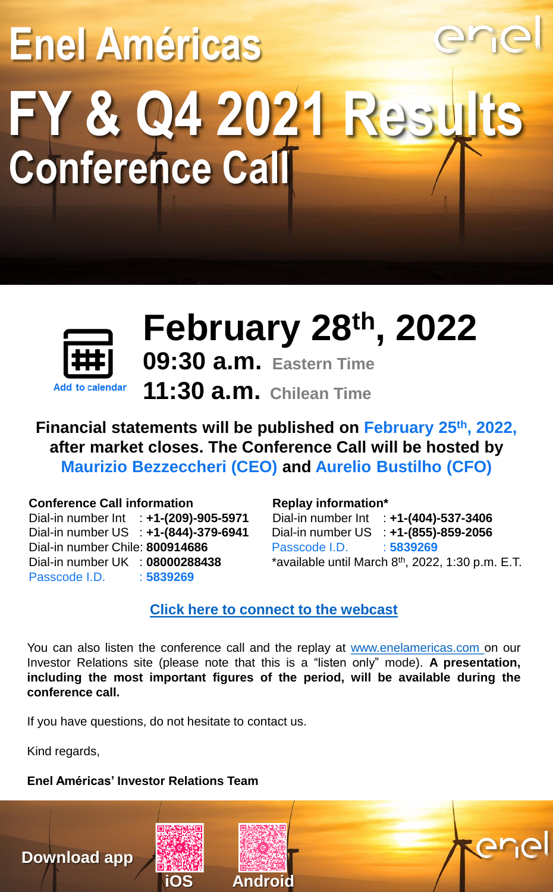# Enel Américas

# FY & Q4 2021 Results Conference Call

Add to calendar

## February 28th, 2022

**09:30 a.m.** Eastern Time

**11:30 a.m.** Chilean Time

**Financial statements will be published on February 25th, 2022, after market closes. The Conference Call will be hosted by Maurizio Bezzeccheri (CEO) and Aurelio Bustilho (CFO)**

**Conference Call information**

Dial-in number Int : **+1-(209)-905-5971**
Dial-in number US : **+1-(844)-379-6941**
Dial-in number Chile: **800914686**
Dial-in number UK : **08000288438**
Passcode I.D. : **5839269**

**Replay information***

Dial-in number Int : **+1-(404)-537-3406**
Dial-in number US : **+1-(855)-859-2056**
Passcode I.D. : **5839269**
*available until March 8th, 2022, 1:30 p.m. E.T.

Click here to connect to the webcast

You can also listen the conference call and the replay at www.enelamericas.com on our Investor Relations site (please note that this is a "listen only" mode). **A presentation, including the most important figures of the period, will be available during the conference call.**

If you have questions, do not hesitate to contact us.

Kind regards,

**Enel Américas' Investor Relations Team**

Download app iOS Android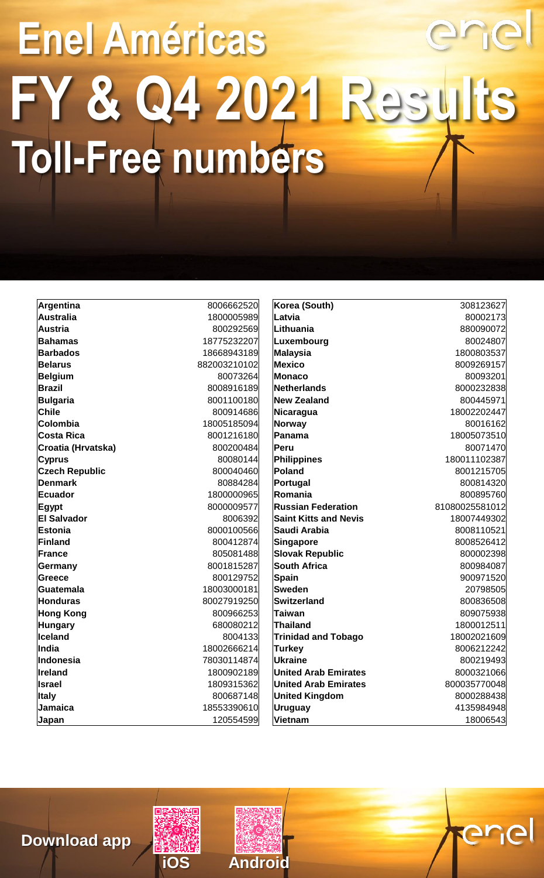# Enel Américas

# FY & Q4 2021 Results

## Toll-Free numbers

| | |
|---|---|
| **Argentina** | 8006662520 |
| **Australia** | 1800005989 |
| **Austria** | 800292569 |
| **Bahamas** | 18775232207 |
| **Barbados** | 18668943189 |
| **Belarus** | 882003210102 |
| **Belgium** | 80073264 |
| **Brazil** | 8008916189 |
| **Bulgaria** | 8001100180 |
| **Chile** | 800914686 |
| **Colombia** | 18005185094 |
| **Costa Rica** | 8001216180 |
| **Croatia (Hrvatska)** | 800200484 |
| **Cyprus** | 80080144 |
| **Czech Republic** | 800040460 |
| **Denmark** | 80884284 |
| **Ecuador** | 1800000965 |
| **Egypt** | 8000009577 |
| **El Salvador** | 8006392 |
| **Estonia** | 8000100566 |
| **Finland** | 800412874 |
| **France** | 805081488 |
| **Germany** | 8001815287 |
| **Greece** | 800129752 |
| **Guatemala** | 18003000181 |
| **Honduras** | 80027919250 |
| **Hong Kong** | 800966253 |
| **Hungary** | 680080212 |
| **Iceland** | 8004133 |
| **India** | 18002666214 |
| **Indonesia** | 78030114874 |
| **Ireland** | 1800902189 |
| **Israel** | 1809315362 |
| **Italy** | 800687148 |
| **Jamaica** | 18553390610 |
| **Japan** | 120554599 |
| **Korea (South)** | 308123627 |
| **Latvia** | 80002173 |
| **Lithuania** | 880090072 |
| **Luxembourg** | 80024807 |
| **Malaysia** | 1800803537 |
| **Mexico** | 8009269157 |
| **Monaco** | 80093201 |
| **Netherlands** | 8000232838 |
| **New Zealand** | 800445971 |
| **Nicaragua** | 18002202447 |
| **Norway** | 80016162 |
| **Panama** | 18005073510 |
| **Peru** | 80071470 |
| **Philippines** | 180011102387 |
| **Poland** | 8001215705 |
| **Portugal** | 800814320 |
| **Romania** | 800895760 |
| **Russian Federation** | 81080025581012 |
| **Saint Kitts and Nevis** | 18007449302 |
| **Saudi Arabia** | 8008110521 |
| **Singapore** | 8008526412 |
| **Slovak Republic** | 800002398 |
| **South Africa** | 800984087 |
| **Spain** | 900971520 |
| **Sweden** | 20798505 |
| **Switzerland** | 800836508 |
| **Taiwan** | 809075938 |
| **Thailand** | 1800012511 |
| **Trinidad and Tobago** | 18002021609 |
| **Turkey** | 8006212242 |
| **Ukraine** | 800219493 |
| **United Arab Emirates** | 8000321066 |
| **United Arab Emirates** | 800035770048 |
| **United Kingdom** | 8000288438 |
| **Uruguay** | 4135984948 |
| **Vietnam** | 18006543 |

**Download app**

iOS

Android